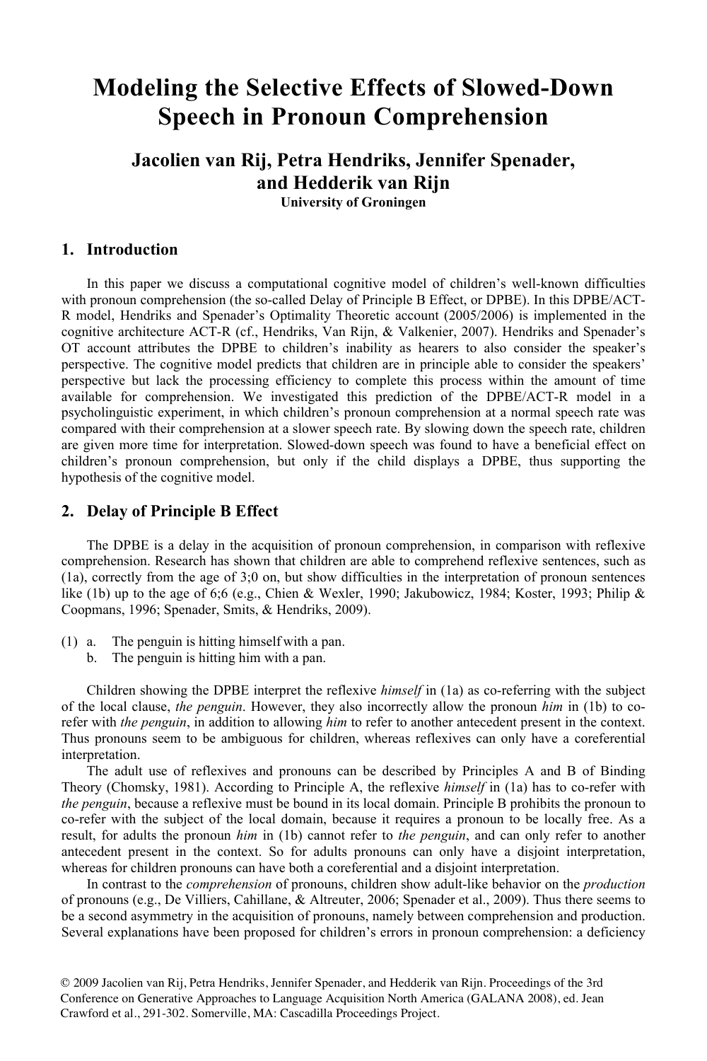# Modeling the Selective Effects of Slowed-Down Speech in Pronoun Comprehension

**Jacolien van Rij, Petra Hendriks, Jennifer Spenader, and Hedderik van Rijn**
**University of Groningen**

## 1. Introduction

In this paper we discuss a computational cognitive model of children's well-known difficulties with pronoun comprehension (the so-called Delay of Principle B Effect, or DPBE). In this DPBE/ACT-R model, Hendriks and Spenader's Optimality Theoretic account (2005/2006) is implemented in the cognitive architecture ACT-R (cf., Hendriks, Van Rijn, & Valkenier, 2007). Hendriks and Spenader's OT account attributes the DPBE to children's inability as hearers to also consider the speaker's perspective. The cognitive model predicts that children are in principle able to consider the speakers' perspective but lack the processing efficiency to complete this process within the amount of time available for comprehension. We investigated this prediction of the DPBE/ACT-R model in a psycholinguistic experiment, in which children's pronoun comprehension at a normal speech rate was compared with their comprehension at a slower speech rate. By slowing down the speech rate, children are given more time for interpretation. Slowed-down speech was found to have a beneficial effect on children's pronoun comprehension, but only if the child displays a DPBE, thus supporting the hypothesis of the cognitive model.

## 2. Delay of Principle B Effect

The DPBE is a delay in the acquisition of pronoun comprehension, in comparison with reflexive comprehension. Research has shown that children are able to comprehend reflexive sentences, such as (1a), correctly from the age of 3;0 on, but show difficulties in the interpretation of pronoun sentences like (1b) up to the age of 6;6 (e.g., Chien & Wexler, 1990; Jakubowicz, 1984; Koster, 1993; Philip & Coopmans, 1996; Spenader, Smits, & Hendriks, 2009).

(1) a. The penguin is hitting himself with a pan.
    b. The penguin is hitting him with a pan.

Children showing the DPBE interpret the reflexive *himself* in (1a) as co-referring with the subject of the local clause, *the penguin*. However, they also incorrectly allow the pronoun *him* in (1b) to co-refer with *the penguin*, in addition to allowing *him* to refer to another antecedent present in the context. Thus pronouns seem to be ambiguous for children, whereas reflexives can only have a coreferential interpretation.

The adult use of reflexives and pronouns can be described by Principles A and B of Binding Theory (Chomsky, 1981). According to Principle A, the reflexive *himself* in (1a) has to co-refer with *the penguin*, because a reflexive must be bound in its local domain. Principle B prohibits the pronoun to co-refer with the subject of the local domain, because it requires a pronoun to be locally free. As a result, for adults the pronoun *him* in (1b) cannot refer to *the penguin*, and can only refer to another antecedent present in the context. So for adults pronouns can only have a disjoint interpretation, whereas for children pronouns can have both a coreferential and a disjoint interpretation.

In contrast to the *comprehension* of pronouns, children show adult-like behavior on the *production* of pronouns (e.g., De Villiers, Cahillane, & Altreuter, 2006; Spenader et al., 2009). Thus there seems to be a second asymmetry in the acquisition of pronouns, namely between comprehension and production. Several explanations have been proposed for children's errors in pronoun comprehension: a deficiency

© 2009 Jacolien van Rij, Petra Hendriks, Jennifer Spenader, and Hedderik van Rijn. Proceedings of the 3rd Conference on Generative Approaches to Language Acquisition North America (GALANA 2008), ed. Jean Crawford et al., 291-302. Somerville, MA: Cascadilla Proceedings Project.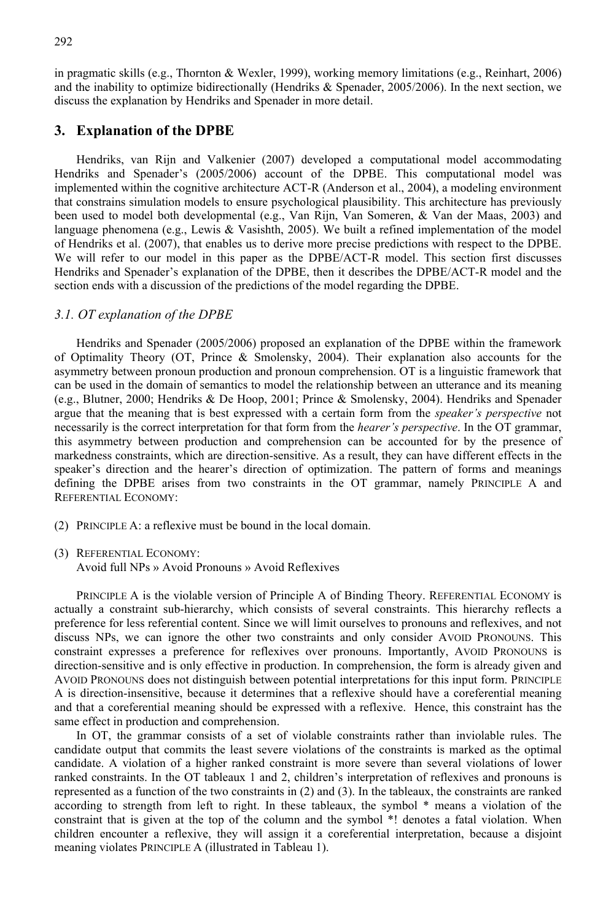in pragmatic skills (e.g., Thornton & Wexler, 1999), working memory limitations (e.g., Reinhart, 2006) and the inability to optimize bidirectionally (Hendriks & Spenader, 2005/2006). In the next section, we discuss the explanation by Hendriks and Spenader in more detail.

## 3. Explanation of the DPBE

Hendriks, van Rijn and Valkenier (2007) developed a computational model accommodating Hendriks and Spenader's (2005/2006) account of the DPBE. This computational model was implemented within the cognitive architecture ACT-R (Anderson et al., 2004), a modeling environment that constrains simulation models to ensure psychological plausibility. This architecture has previously been used to model both developmental (e.g., Van Rijn, Van Someren, & Van der Maas, 2003) and language phenomena (e.g., Lewis & Vasishth, 2005). We built a refined implementation of the model of Hendriks et al. (2007), that enables us to derive more precise predictions with respect to the DPBE. We will refer to our model in this paper as the DPBE/ACT-R model. This section first discusses Hendriks and Spenader's explanation of the DPBE, then it describes the DPBE/ACT-R model and the section ends with a discussion of the predictions of the model regarding the DPBE.

### *3.1. OT explanation of the DPBE*

Hendriks and Spenader (2005/2006) proposed an explanation of the DPBE within the framework of Optimality Theory (OT, Prince & Smolensky, 2004). Their explanation also accounts for the asymmetry between pronoun production and pronoun comprehension. OT is a linguistic framework that can be used in the domain of semantics to model the relationship between an utterance and its meaning (e.g., Blutner, 2000; Hendriks & De Hoop, 2001; Prince & Smolensky, 2004). Hendriks and Spenader argue that the meaning that is best expressed with a certain form from the *speaker's perspective* not necessarily is the correct interpretation for that form from the *hearer's perspective*. In the OT grammar, this asymmetry between production and comprehension can be accounted for by the presence of markedness constraints, which are direction-sensitive. As a result, they can have different effects in the speaker's direction and the hearer's direction of optimization. The pattern of forms and meanings defining the DPBE arises from two constraints in the OT grammar, namely PRINCIPLE A and REFERENTIAL ECONOMY:

(2) PRINCIPLE A: a reflexive must be bound in the local domain.

(3) REFERENTIAL ECONOMY:
Avoid full NPs » Avoid Pronouns » Avoid Reflexives

PRINCIPLE A is the violable version of Principle A of Binding Theory. REFERENTIAL ECONOMY is actually a constraint sub-hierarchy, which consists of several constraints. This hierarchy reflects a preference for less referential content. Since we will limit ourselves to pronouns and reflexives, and not discuss NPs, we can ignore the other two constraints and only consider AVOID PRONOUNS. This constraint expresses a preference for reflexives over pronouns. Importantly, AVOID PRONOUNS is direction-sensitive and is only effective in production. In comprehension, the form is already given and AVOID PRONOUNS does not distinguish between potential interpretations for this input form. PRINCIPLE A is direction-insensitive, because it determines that a reflexive should have a coreferential meaning and that a coreferential meaning should be expressed with a reflexive. Hence, this constraint has the same effect in production and comprehension.

In OT, the grammar consists of a set of violable constraints rather than inviolable rules. The candidate output that commits the least severe violations of the constraints is marked as the optimal candidate. A violation of a higher ranked constraint is more severe than several violations of lower ranked constraints. In the OT tableaux 1 and 2, children's interpretation of reflexives and pronouns is represented as a function of the two constraints in (2) and (3). In the tableaux, the constraints are ranked according to strength from left to right. In these tableaux, the symbol * means a violation of the constraint that is given at the top of the column and the symbol *! denotes a fatal violation. When children encounter a reflexive, they will assign it a coreferential interpretation, because a disjoint meaning violates PRINCIPLE A (illustrated in Tableau 1).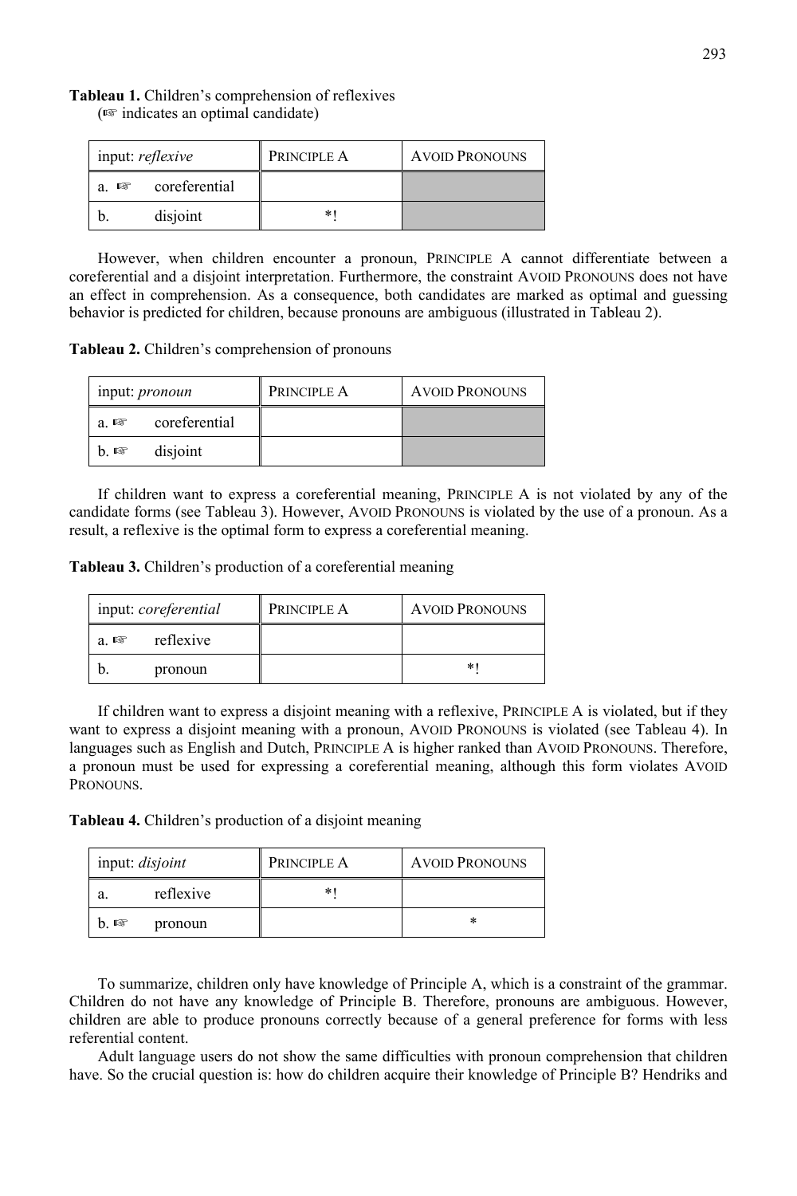**Tableau 1.** Children's comprehension of reflexives
(☞ indicates an optimal candidate)

| input: *reflexive* | PRINCIPLE A | AVOID PRONOUNS |
|---|---|---|
| a. ☞ coreferential | | |
| b. disjoint | *! | |

However, when children encounter a pronoun, PRINCIPLE A cannot differentiate between a coreferential and a disjoint interpretation. Furthermore, the constraint AVOID PRONOUNS does not have an effect in comprehension. As a consequence, both candidates are marked as optimal and guessing behavior is predicted for children, because pronouns are ambiguous (illustrated in Tableau 2).

**Tableau 2.** Children's comprehension of pronouns

| input: *pronoun* | PRINCIPLE A | AVOID PRONOUNS |
|---|---|---|
| a. ☞ coreferential | | |
| b. ☞ disjoint | | |

If children want to express a coreferential meaning, PRINCIPLE A is not violated by any of the candidate forms (see Tableau 3). However, AVOID PRONOUNS is violated by the use of a pronoun. As a result, a reflexive is the optimal form to express a coreferential meaning.

**Tableau 3.** Children's production of a coreferential meaning

| input: *coreferential* | PRINCIPLE A | AVOID PRONOUNS |
|---|---|---|
| a. ☞ reflexive | | |
| b. pronoun | | *! |

If children want to express a disjoint meaning with a reflexive, PRINCIPLE A is violated, but if they want to express a disjoint meaning with a pronoun, AVOID PRONOUNS is violated (see Tableau 4). In languages such as English and Dutch, PRINCIPLE A is higher ranked than AVOID PRONOUNS. Therefore, a pronoun must be used for expressing a coreferential meaning, although this form violates AVOID PRONOUNS.

**Tableau 4.** Children's production of a disjoint meaning

| input: *disjoint* | PRINCIPLE A | AVOID PRONOUNS |
|---|---|---|
| a. reflexive | *! | |
| b. ☞ pronoun | | * |

To summarize, children only have knowledge of Principle A, which is a constraint of the grammar. Children do not have any knowledge of Principle B. Therefore, pronouns are ambiguous. However, children are able to produce pronouns correctly because of a general preference for forms with less referential content.

Adult language users do not show the same difficulties with pronoun comprehension that children have. So the crucial question is: how do children acquire their knowledge of Principle B? Hendriks and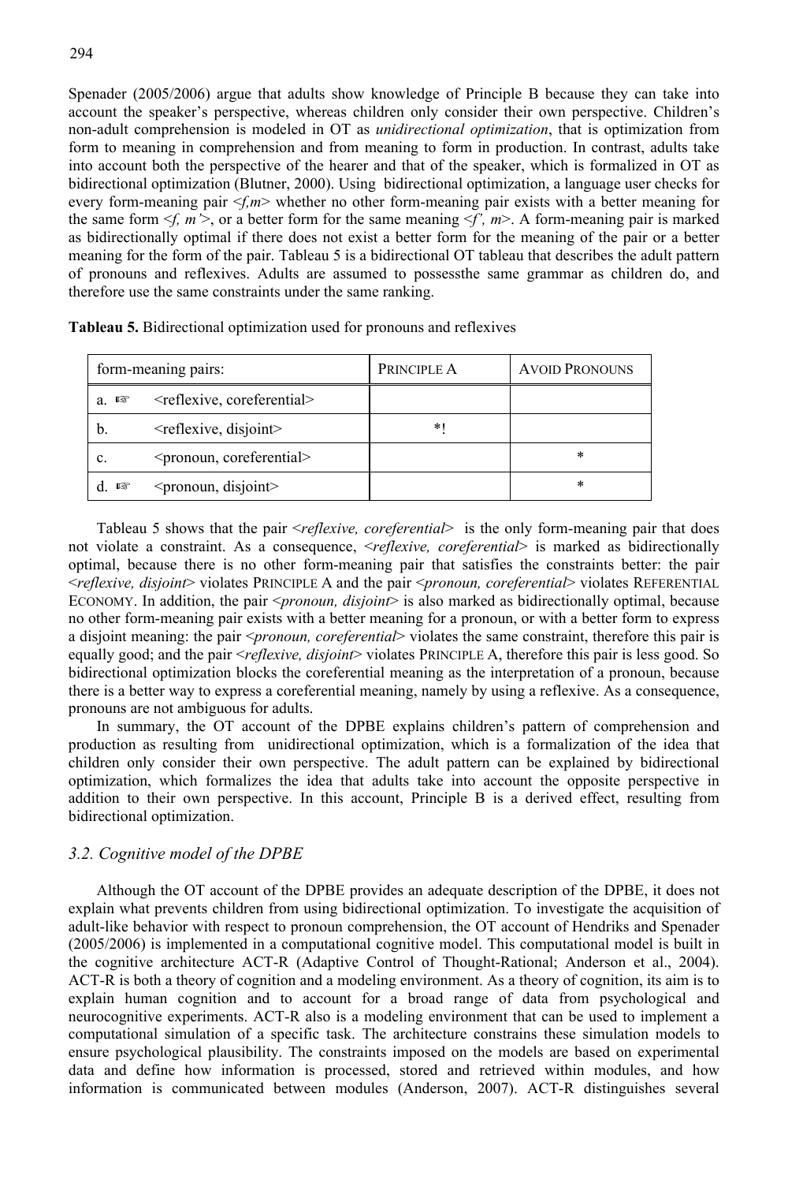Spenader (2005/2006) argue that adults show knowledge of Principle B because they can take into account the speaker's perspective, whereas children only consider their own perspective. Children's non-adult comprehension is modeled in OT as *unidirectional optimization*, that is optimization from form to meaning in comprehension and from meaning to form in production. In contrast, adults take into account both the perspective of the hearer and that of the speaker, which is formalized in OT as bidirectional optimization (Blutner, 2000). Using bidirectional optimization, a language user checks for every form-meaning pair <*f,m*> whether no other form-meaning pair exists with a better meaning for the same form <*f, m'*>, or a better form for the same meaning <*f', m*>. A form-meaning pair is marked as bidirectionally optimal if there does not exist a better form for the meaning of the pair or a better meaning for the form of the pair. Tableau 5 is a bidirectional OT tableau that describes the adult pattern of pronouns and reflexives. Adults are assumed to possessthe same grammar as children do, and therefore use the same constraints under the same ranking.

**Tableau 5.** Bidirectional optimization used for pronouns and reflexives

| form-meaning pairs: | PRINCIPLE A | AVOID PRONOUNS |
|---|---|---|
| a. ☞ <reflexive, coreferential> | | |
| b. <reflexive, disjoint> | *! | |
| c. <pronoun, coreferential> | | * |
| d. ☞ <pronoun, disjoint> | | * |

Tableau 5 shows that the pair <*reflexive, coreferential*> is the only form-meaning pair that does not violate a constraint. As a consequence, <*reflexive, coreferential*> is marked as bidirectionally optimal, because there is no other form-meaning pair that satisfies the constraints better: the pair <*reflexive, disjoint*> violates PRINCIPLE A and the pair <*pronoun, coreferential*> violates REFERENTIAL ECONOMY. In addition, the pair <*pronoun, disjoint*> is also marked as bidirectionally optimal, because no other form-meaning pair exists with a better meaning for a pronoun, or with a better form to express a disjoint meaning: the pair <*pronoun, coreferential*> violates the same constraint, therefore this pair is equally good; and the pair <*reflexive, disjoint*> violates PRINCIPLE A, therefore this pair is less good. So bidirectional optimization blocks the coreferential meaning as the interpretation of a pronoun, because there is a better way to express a coreferential meaning, namely by using a reflexive. As a consequence, pronouns are not ambiguous for adults.

In summary, the OT account of the DPBE explains children's pattern of comprehension and production as resulting from unidirectional optimization, which is a formalization of the idea that children only consider their own perspective. The adult pattern can be explained by bidirectional optimization, which formalizes the idea that adults take into account the opposite perspective in addition to their own perspective. In this account, Principle B is a derived effect, resulting from bidirectional optimization.

### *3.2. Cognitive model of the DPBE*

Although the OT account of the DPBE provides an adequate description of the DPBE, it does not explain what prevents children from using bidirectional optimization. To investigate the acquisition of adult-like behavior with respect to pronoun comprehension, the OT account of Hendriks and Spenader (2005/2006) is implemented in a computational cognitive model. This computational model is built in the cognitive architecture ACT-R (Adaptive Control of Thought-Rational; Anderson et al., 2004). ACT-R is both a theory of cognition and a modeling environment. As a theory of cognition, its aim is to explain human cognition and to account for a broad range of data from psychological and neurocognitive experiments. ACT-R also is a modeling environment that can be used to implement a computational simulation of a specific task. The architecture constrains these simulation models to ensure psychological plausibility. The constraints imposed on the models are based on experimental data and define how information is processed, stored and retrieved within modules, and how information is communicated between modules (Anderson, 2007). ACT-R distinguishes several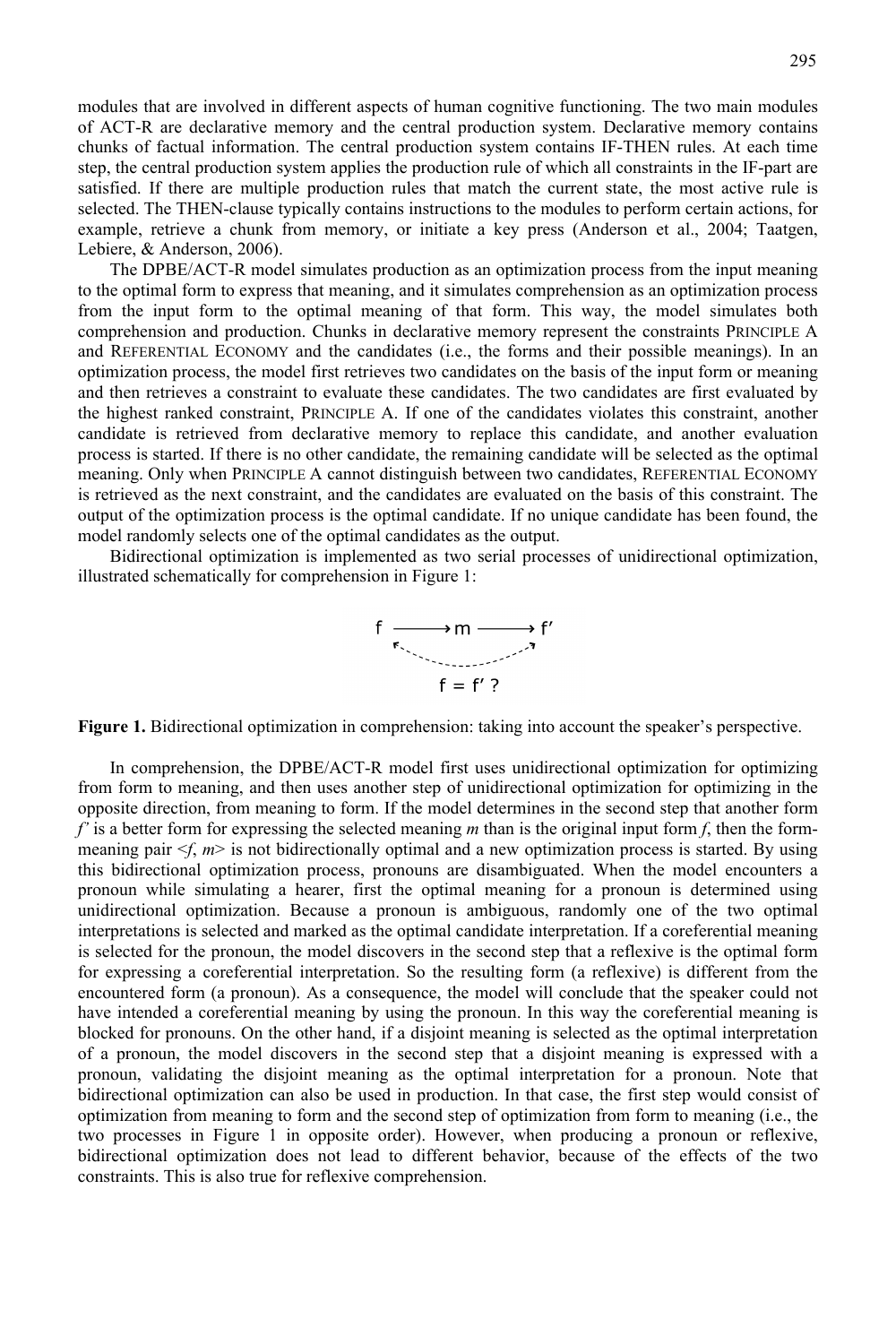modules that are involved in different aspects of human cognitive functioning. The two main modules of ACT-R are declarative memory and the central production system. Declarative memory contains chunks of factual information. The central production system contains IF-THEN rules. At each time step, the central production system applies the production rule of which all constraints in the IF-part are satisfied. If there are multiple production rules that match the current state, the most active rule is selected. The THEN-clause typically contains instructions to the modules to perform certain actions, for example, retrieve a chunk from memory, or initiate a key press (Anderson et al., 2004; Taatgen, Lebiere, & Anderson, 2006).

The DPBE/ACT-R model simulates production as an optimization process from the input meaning to the optimal form to express that meaning, and it simulates comprehension as an optimization process from the input form to the optimal meaning of that form. This way, the model simulates both comprehension and production. Chunks in declarative memory represent the constraints PRINCIPLE A and REFERENTIAL ECONOMY and the candidates (i.e., the forms and their possible meanings). In an optimization process, the model first retrieves two candidates on the basis of the input form or meaning and then retrieves a constraint to evaluate these candidates. The two candidates are first evaluated by the highest ranked constraint, PRINCIPLE A. If one of the candidates violates this constraint, another candidate is retrieved from declarative memory to replace this candidate, and another evaluation process is started. If there is no other candidate, the remaining candidate will be selected as the optimal meaning. Only when PRINCIPLE A cannot distinguish between two candidates, REFERENTIAL ECONOMY is retrieved as the next constraint, and the candidates are evaluated on the basis of this constraint. The output of the optimization process is the optimal candidate. If no unique candidate has been found, the model randomly selects one of the optimal candidates as the output.

Bidirectional optimization is implemented as two serial processes of unidirectional optimization, illustrated schematically for comprehension in Figure 1:

$$f \longrightarrow m \longrightarrow f'$$

$$f = f' \,?$$

**Figure 1.** Bidirectional optimization in comprehension: taking into account the speaker's perspective.

In comprehension, the DPBE/ACT-R model first uses unidirectional optimization for optimizing from form to meaning, and then uses another step of unidirectional optimization for optimizing in the opposite direction, from meaning to form. If the model determines in the second step that another form *f'* is a better form for expressing the selected meaning *m* than is the original input form *f*, then the form-meaning pair <*f*, *m*> is not bidirectionally optimal and a new optimization process is started. By using this bidirectional optimization process, pronouns are disambiguated. When the model encounters a pronoun while simulating a hearer, first the optimal meaning for a pronoun is determined using unidirectional optimization. Because a pronoun is ambiguous, randomly one of the two optimal interpretations is selected and marked as the optimal candidate interpretation. If a coreferential meaning is selected for the pronoun, the model discovers in the second step that a reflexive is the optimal form for expressing a coreferential interpretation. So the resulting form (a reflexive) is different from the encountered form (a pronoun). As a consequence, the model will conclude that the speaker could not have intended a coreferential meaning by using the pronoun. In this way the coreferential meaning is blocked for pronouns. On the other hand, if a disjoint meaning is selected as the optimal interpretation of a pronoun, the model discovers in the second step that a disjoint meaning is expressed with a pronoun, validating the disjoint meaning as the optimal interpretation for a pronoun. Note that bidirectional optimization can also be used in production. In that case, the first step would consist of optimization from meaning to form and the second step of optimization from form to meaning (i.e., the two processes in Figure 1 in opposite order). However, when producing a pronoun or reflexive, bidirectional optimization does not lead to different behavior, because of the effects of the two constraints. This is also true for reflexive comprehension.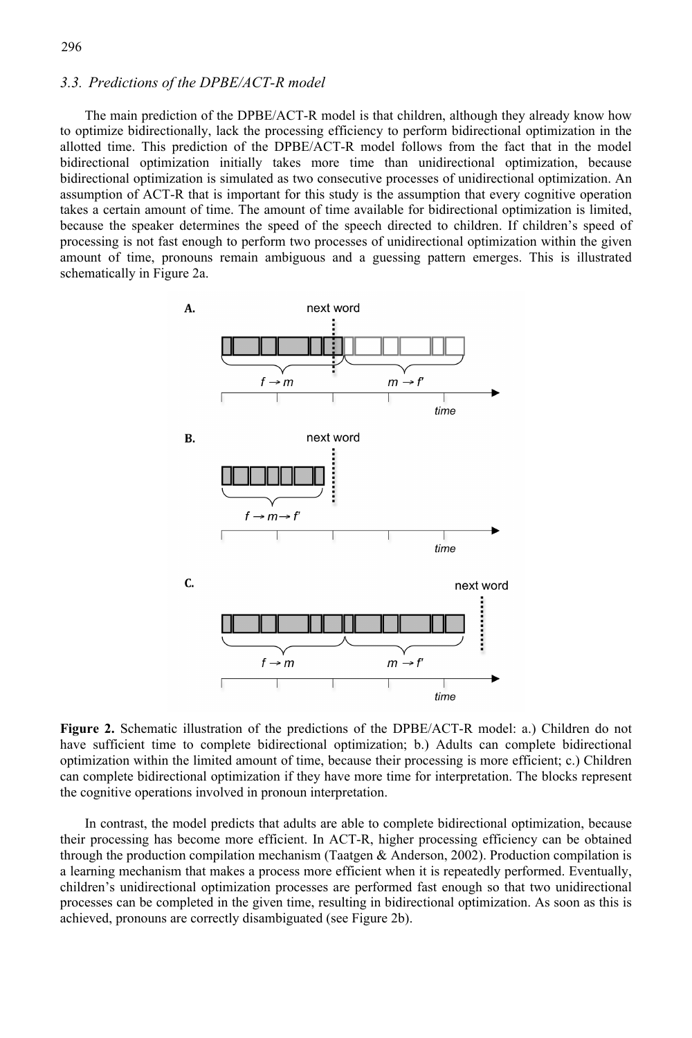### 3.3. Predictions of the DPBE/ACT-R model

The main prediction of the DPBE/ACT-R model is that children, although they already know how to optimize bidirectionally, lack the processing efficiency to perform bidirectional optimization in the allotted time. This prediction of the DPBE/ACT-R model follows from the fact that in the model bidirectional optimization initially takes more time than unidirectional optimization, because bidirectional optimization is simulated as two consecutive processes of unidirectional optimization. An assumption of ACT-R that is important for this study is the assumption that every cognitive operation takes a certain amount of time. The amount of time available for bidirectional optimization is limited, because the speaker determines the speed of the speech directed to children. If children's speed of processing is not fast enough to perform two processes of unidirectional optimization within the given amount of time, pronouns remain ambiguous and a guessing pattern emerges. This is illustrated schematically in Figure 2a.

**Figure 2.** Schematic illustration of the predictions of the DPBE/ACT-R model: a.) Children do not have sufficient time to complete bidirectional optimization; b.) Adults can complete bidirectional optimization within the limited amount of time, because their processing is more efficient; c.) Children can complete bidirectional optimization if they have more time for interpretation. The blocks represent the cognitive operations involved in pronoun interpretation.

In contrast, the model predicts that adults are able to complete bidirectional optimization, because their processing has become more efficient. In ACT-R, higher processing efficiency can be obtained through the production compilation mechanism (Taatgen & Anderson, 2002). Production compilation is a learning mechanism that makes a process more efficient when it is repeatedly performed. Eventually, children's unidirectional optimization processes are performed fast enough so that two unidirectional processes can be completed in the given time, resulting in bidirectional optimization. As soon as this is achieved, pronouns are correctly disambiguated (see Figure 2b).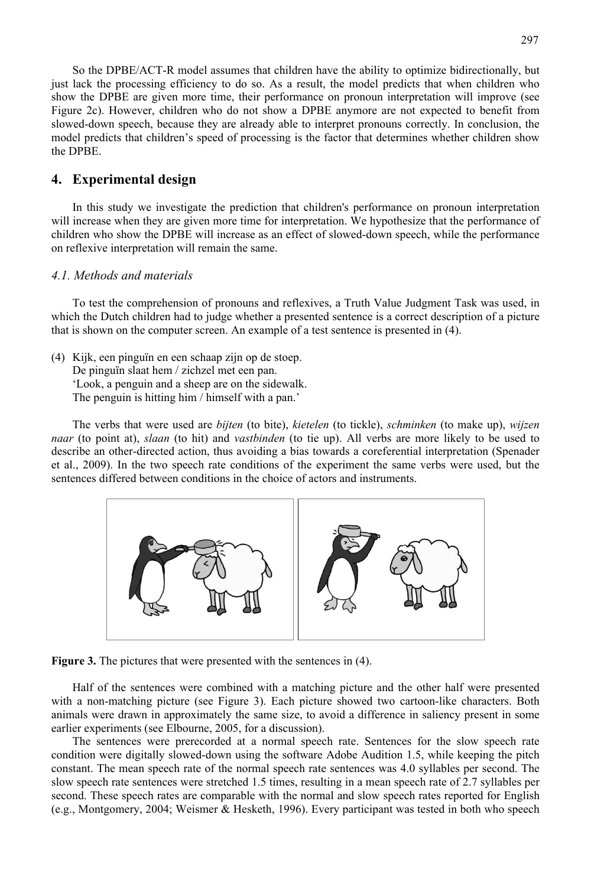So the DPBE/ACT-R model assumes that children have the ability to optimize bidirectionally, but just lack the processing efficiency to do so. As a result, the model predicts that when children who show the DPBE are given more time, their performance on pronoun interpretation will improve (see Figure 2c). However, children who do not show a DPBE anymore are not expected to benefit from slowed-down speech, because they are already able to interpret pronouns correctly. In conclusion, the model predicts that children's speed of processing is the factor that determines whether children show the DPBE.

## 4. Experimental design

In this study we investigate the prediction that children's performance on pronoun interpretation will increase when they are given more time for interpretation. We hypothesize that the performance of children who show the DPBE will increase as an effect of slowed-down speech, while the performance on reflexive interpretation will remain the same.

### *4.1. Methods and materials*

To test the comprehension of pronouns and reflexives, a Truth Value Judgment Task was used, in which the Dutch children had to judge whether a presented sentence is a correct description of a picture that is shown on the computer screen. An example of a test sentence is presented in (4).

(4) Kijk, een pinguïn en een schaap zijn op de stoep.
De pinguïn slaat hem / zichzel met een pan.
'Look, a penguin and a sheep are on the sidewalk.
The penguin is hitting him / himself with a pan.'

The verbs that were used are *bijten* (to bite), *kietelen* (to tickle), *schminken* (to make up), *wijzen naar* (to point at), *slaan* (to hit) and *vastbinden* (to tie up). All verbs are more likely to be used to describe an other-directed action, thus avoiding a bias towards a coreferential interpretation (Spenader et al., 2009). In the two speech rate conditions of the experiment the same verbs were used, but the sentences differed between conditions in the choice of actors and instruments.

**Figure 3.** The pictures that were presented with the sentences in (4).

Half of the sentences were combined with a matching picture and the other half were presented with a non-matching picture (see Figure 3). Each picture showed two cartoon-like characters. Both animals were drawn in approximately the same size, to avoid a difference in saliency present in some earlier experiments (see Elbourne, 2005, for a discussion).

The sentences were prerecorded at a normal speech rate. Sentences for the slow speech rate condition were digitally slowed-down using the software Adobe Audition 1.5, while keeping the pitch constant. The mean speech rate of the normal speech rate sentences was 4.0 syllables per second. The slow speech rate sentences were stretched 1.5 times, resulting in a mean speech rate of 2.7 syllables per second. These speech rates are comparable with the normal and slow speech rates reported for English (e.g., Montgomery, 2004; Weismer & Hesketh, 1996). Every participant was tested in both who speech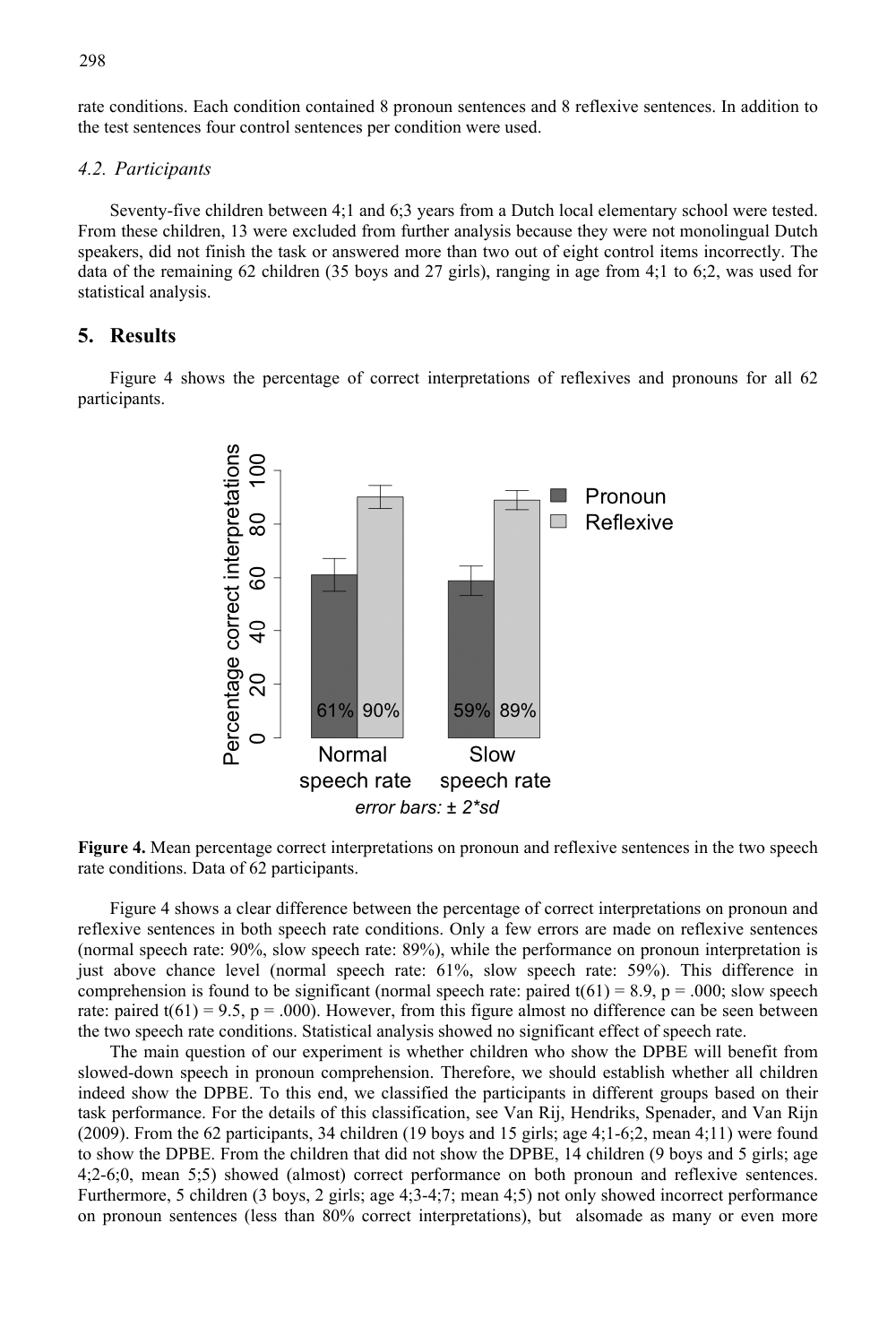rate conditions. Each condition contained 8 pronoun sentences and 8 reflexive sentences. In addition to the test sentences four control sentences per condition were used.

### *4.2. Participants*

Seventy-five children between 4;1 and 6;3 years from a Dutch local elementary school were tested. From these children, 13 were excluded from further analysis because they were not monolingual Dutch speakers, did not finish the task or answered more than two out of eight control items incorrectly. The data of the remaining 62 children (35 boys and 27 girls), ranging in age from 4;1 to 6;2, was used for statistical analysis.

## 5. Results

Figure 4 shows the percentage of correct interpretations of reflexives and pronouns for all 62 participants.

**Figure 4.** Mean percentage correct interpretations on pronoun and reflexive sentences in the two speech rate conditions. Data of 62 participants.

Figure 4 shows a clear difference between the percentage of correct interpretations on pronoun and reflexive sentences in both speech rate conditions. Only a few errors are made on reflexive sentences (normal speech rate: 90%, slow speech rate: 89%), while the performance on pronoun interpretation is just above chance level (normal speech rate: 61%, slow speech rate: 59%). This difference in comprehension is found to be significant (normal speech rate: paired $t(61) = 8.9$, $p = .000$; slow speech rate: paired $t(61) = 9.5$, $p = .000$). However, from this figure almost no difference can be seen between the two speech rate conditions. Statistical analysis showed no significant effect of speech rate.

The main question of our experiment is whether children who show the DPBE will benefit from slowed-down speech in pronoun comprehension. Therefore, we should establish whether all children indeed show the DPBE. To this end, we classified the participants in different groups based on their task performance. For the details of this classification, see Van Rij, Hendriks, Spenader, and Van Rijn (2009). From the 62 participants, 34 children (19 boys and 15 girls; age 4;1-6;2, mean 4;11) were found to show the DPBE. From the children that did not show the DPBE, 14 children (9 boys and 5 girls; age 4;2-6;0, mean 5;5) showed (almost) correct performance on both pronoun and reflexive sentences. Furthermore, 5 children (3 boys, 2 girls; age 4;3-4;7; mean 4;5) not only showed incorrect performance on pronoun sentences (less than 80% correct interpretations), but alsomade as many or even more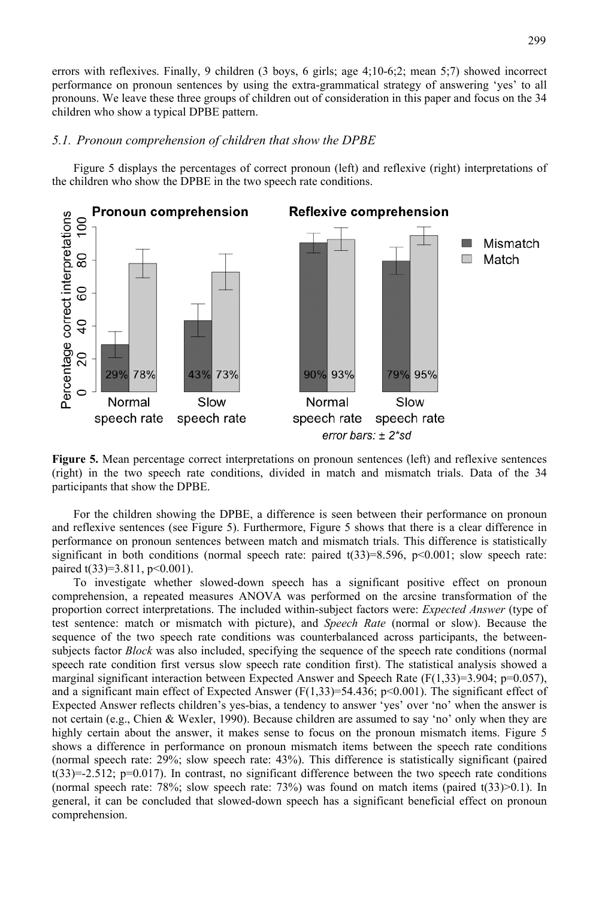errors with reflexives. Finally, 9 children (3 boys, 6 girls; age 4;10-6;2; mean 5;7) showed incorrect performance on pronoun sentences by using the extra-grammatical strategy of answering 'yes' to all pronouns. We leave these three groups of children out of consideration in this paper and focus on the 34 children who show a typical DPBE pattern.

### *5.1. Pronoun comprehension of children that show the DPBE*

Figure 5 displays the percentages of correct pronoun (left) and reflexive (right) interpretations of the children who show the DPBE in the two speech rate conditions.

**Figure 5.** Mean percentage correct interpretations on pronoun sentences (left) and reflexive sentences (right) in the two speech rate conditions, divided in match and mismatch trials. Data of the 34 participants that show the DPBE.

For the children showing the DPBE, a difference is seen between their performance on pronoun and reflexive sentences (see Figure 5). Furthermore, Figure 5 shows that there is a clear difference in performance on pronoun sentences between match and mismatch trials. This difference is statistically significant in both conditions (normal speech rate: paired $t(33)=8.596$, $p<0.001$; slow speech rate: paired $t(33)=3.811$, $p<0.001$).

To investigate whether slowed-down speech has a significant positive effect on pronoun comprehension, a repeated measures ANOVA was performed on the arcsine transformation of the proportion correct interpretations. The included within-subject factors were: *Expected Answer* (type of test sentence: match or mismatch with picture), and *Speech Rate* (normal or slow). Because the sequence of the two speech rate conditions was counterbalanced across participants, the between-subjects factor *Block* was also included, specifying the sequence of the speech rate conditions (normal speech rate condition first versus slow speech rate condition first). The statistical analysis showed a marginal significant interaction between Expected Answer and Speech Rate ($F(1,33)=3.904$; $p=0.057$), and a significant main effect of Expected Answer ($F(1,33)=54.436$; $p<0.001$). The significant effect of Expected Answer reflects children's yes-bias, a tendency to answer 'yes' over 'no' when the answer is not certain (e.g., Chien & Wexler, 1990). Because children are assumed to say 'no' only when they are highly certain about the answer, it makes sense to focus on the pronoun mismatch items. Figure 5 shows a difference in performance on pronoun mismatch items between the speech rate conditions (normal speech rate: 29%; slow speech rate: 43%). This difference is statistically significant (paired $t(33)=-2.512$; $p=0.017$). In contrast, no significant difference between the two speech rate conditions (normal speech rate: 78%; slow speech rate: 73%) was found on match items (paired $t(33)>0.1$). In general, it can be concluded that slowed-down speech has a significant beneficial effect on pronoun comprehension.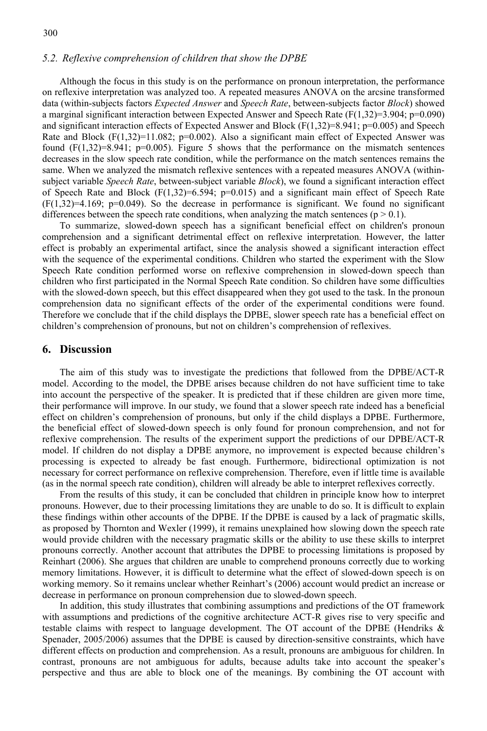### 5.2. Reflexive comprehension of children that show the DPBE

Although the focus in this study is on the performance on pronoun interpretation, the performance on reflexive interpretation was analyzed too. A repeated measures ANOVA on the arcsine transformed data (within-subjects factors *Expected Answer* and *Speech Rate*, between-subjects factor *Block*) showed a marginal significant interaction between Expected Answer and Speech Rate ($F(1,32)=3.904$; $p=0.090$) and significant interaction effects of Expected Answer and Block ($F(1,32)=8.941$; $p=0.005$) and Speech Rate and Block ($F(1,32)=11.082$; $p=0.002$). Also a significant main effect of Expected Answer was found ($F(1,32)=8.941$; $p=0.005$). Figure 5 shows that the performance on the mismatch sentences decreases in the slow speech rate condition, while the performance on the match sentences remains the same. When we analyzed the mismatch reflexive sentences with a repeated measures ANOVA (within-subject variable *Speech Rate*, between-subject variable *Block*), we found a significant interaction effect of Speech Rate and Block ($F(1,32)=6.594$; $p=0.015$) and a significant main effect of Speech Rate ($F(1,32)=4.169$; $p=0.049$). So the decrease in performance is significant. We found no significant differences between the speech rate conditions, when analyzing the match sentences ($p > 0.1$).

To summarize, slowed-down speech has a significant beneficial effect on children's pronoun comprehension and a significant detrimental effect on reflexive interpretation. However, the latter effect is probably an experimental artifact, since the analysis showed a significant interaction effect with the sequence of the experimental conditions. Children who started the experiment with the Slow Speech Rate condition performed worse on reflexive comprehension in slowed-down speech than children who first participated in the Normal Speech Rate condition. So children have some difficulties with the slowed-down speech, but this effect disappeared when they got used to the task. In the pronoun comprehension data no significant effects of the order of the experimental conditions were found. Therefore we conclude that if the child displays the DPBE, slower speech rate has a beneficial effect on children's comprehension of pronouns, but not on children's comprehension of reflexives.

## 6. Discussion

The aim of this study was to investigate the predictions that followed from the DPBE/ACT-R model. According to the model, the DPBE arises because children do not have sufficient time to take into account the perspective of the speaker. It is predicted that if these children are given more time, their performance will improve. In our study, we found that a slower speech rate indeed has a beneficial effect on children's comprehension of pronouns, but only if the child displays a DPBE. Furthermore, the beneficial effect of slowed-down speech is only found for pronoun comprehension, and not for reflexive comprehension. The results of the experiment support the predictions of our DPBE/ACT-R model. If children do not display a DPBE anymore, no improvement is expected because children's processing is expected to already be fast enough. Furthermore, bidirectional optimization is not necessary for correct performance on reflexive comprehension. Therefore, even if little time is available (as in the normal speech rate condition), children will already be able to interpret reflexives correctly.

From the results of this study, it can be concluded that children in principle know how to interpret pronouns. However, due to their processing limitations they are unable to do so. It is difficult to explain these findings within other accounts of the DPBE. If the DPBE is caused by a lack of pragmatic skills, as proposed by Thornton and Wexler (1999), it remains unexplained how slowing down the speech rate would provide children with the necessary pragmatic skills or the ability to use these skills to interpret pronouns correctly. Another account that attributes the DPBE to processing limitations is proposed by Reinhart (2006). She argues that children are unable to comprehend pronouns correctly due to working memory limitations. However, it is difficult to determine what the effect of slowed-down speech is on working memory. So it remains unclear whether Reinhart's (2006) account would predict an increase or decrease in performance on pronoun comprehension due to slowed-down speech.

In addition, this study illustrates that combining assumptions and predictions of the OT framework with assumptions and predictions of the cognitive architecture ACT-R gives rise to very specific and testable claims with respect to language development. The OT account of the DPBE (Hendriks & Spenader, 2005/2006) assumes that the DPBE is caused by direction-sensitive constraints, which have different effects on production and comprehension. As a result, pronouns are ambiguous for children. In contrast, pronouns are not ambiguous for adults, because adults take into account the speaker's perspective and thus are able to block one of the meanings. By combining the OT account with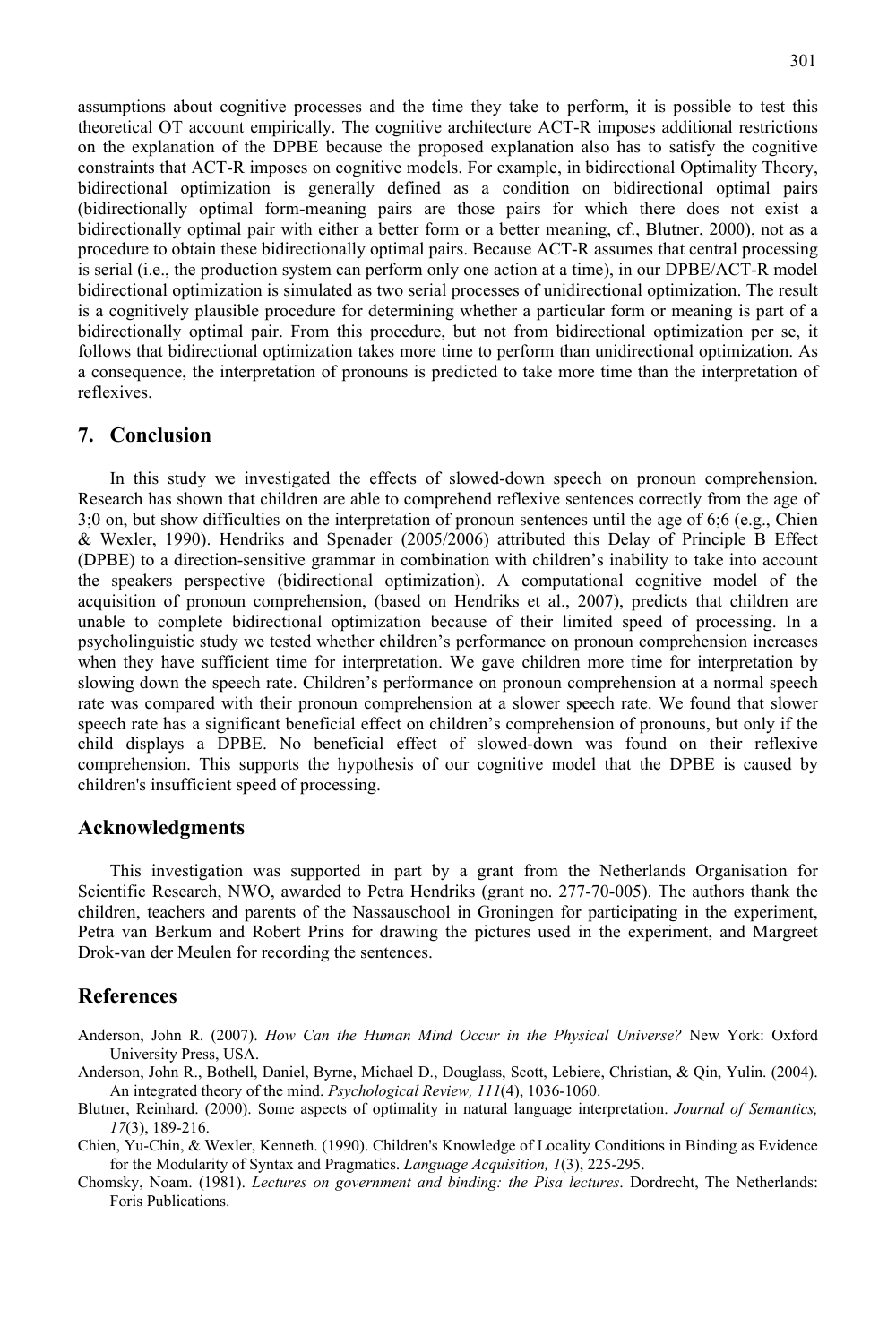assumptions about cognitive processes and the time they take to perform, it is possible to test this theoretical OT account empirically. The cognitive architecture ACT-R imposes additional restrictions on the explanation of the DPBE because the proposed explanation also has to satisfy the cognitive constraints that ACT-R imposes on cognitive models. For example, in bidirectional Optimality Theory, bidirectional optimization is generally defined as a condition on bidirectional optimal pairs (bidirectionally optimal form-meaning pairs are those pairs for which there does not exist a bidirectionally optimal pair with either a better form or a better meaning, cf., Blutner, 2000), not as a procedure to obtain these bidirectionally optimal pairs. Because ACT-R assumes that central processing is serial (i.e., the production system can perform only one action at a time), in our DPBE/ACT-R model bidirectional optimization is simulated as two serial processes of unidirectional optimization. The result is a cognitively plausible procedure for determining whether a particular form or meaning is part of a bidirectionally optimal pair. From this procedure, but not from bidirectional optimization per se, it follows that bidirectional optimization takes more time to perform than unidirectional optimization. As a consequence, the interpretation of pronouns is predicted to take more time than the interpretation of reflexives.

## 7. Conclusion

In this study we investigated the effects of slowed-down speech on pronoun comprehension. Research has shown that children are able to comprehend reflexive sentences correctly from the age of 3;0 on, but show difficulties on the interpretation of pronoun sentences until the age of 6;6 (e.g., Chien & Wexler, 1990). Hendriks and Spenader (2005/2006) attributed this Delay of Principle B Effect (DPBE) to a direction-sensitive grammar in combination with children's inability to take into account the speakers perspective (bidirectional optimization). A computational cognitive model of the acquisition of pronoun comprehension, (based on Hendriks et al., 2007), predicts that children are unable to complete bidirectional optimization because of their limited speed of processing. In a psycholinguistic study we tested whether children's performance on pronoun comprehension increases when they have sufficient time for interpretation. We gave children more time for interpretation by slowing down the speech rate. Children's performance on pronoun comprehension at a normal speech rate was compared with their pronoun comprehension at a slower speech rate. We found that slower speech rate has a significant beneficial effect on children's comprehension of pronouns, but only if the child displays a DPBE. No beneficial effect of slowed-down was found on their reflexive comprehension. This supports the hypothesis of our cognitive model that the DPBE is caused by children's insufficient speed of processing.

## Acknowledgments

This investigation was supported in part by a grant from the Netherlands Organisation for Scientific Research, NWO, awarded to Petra Hendriks (grant no. 277-70-005). The authors thank the children, teachers and parents of the Nassauschool in Groningen for participating in the experiment, Petra van Berkum and Robert Prins for drawing the pictures used in the experiment, and Margreet Drok-van der Meulen for recording the sentences.

## References

Anderson, John R. (2007). *How Can the Human Mind Occur in the Physical Universe?* New York: Oxford University Press, USA.

Anderson, John R., Bothell, Daniel, Byrne, Michael D., Douglass, Scott, Lebiere, Christian, & Qin, Yulin. (2004). An integrated theory of the mind. *Psychological Review, 111*(4), 1036-1060.

Blutner, Reinhard. (2000). Some aspects of optimality in natural language interpretation. *Journal of Semantics, 17*(3), 189-216.

Chien, Yu-Chin, & Wexler, Kenneth. (1990). Children's Knowledge of Locality Conditions in Binding as Evidence for the Modularity of Syntax and Pragmatics. *Language Acquisition, 1*(3), 225-295.

Chomsky, Noam. (1981). *Lectures on government and binding: the Pisa lectures*. Dordrecht, The Netherlands: Foris Publications.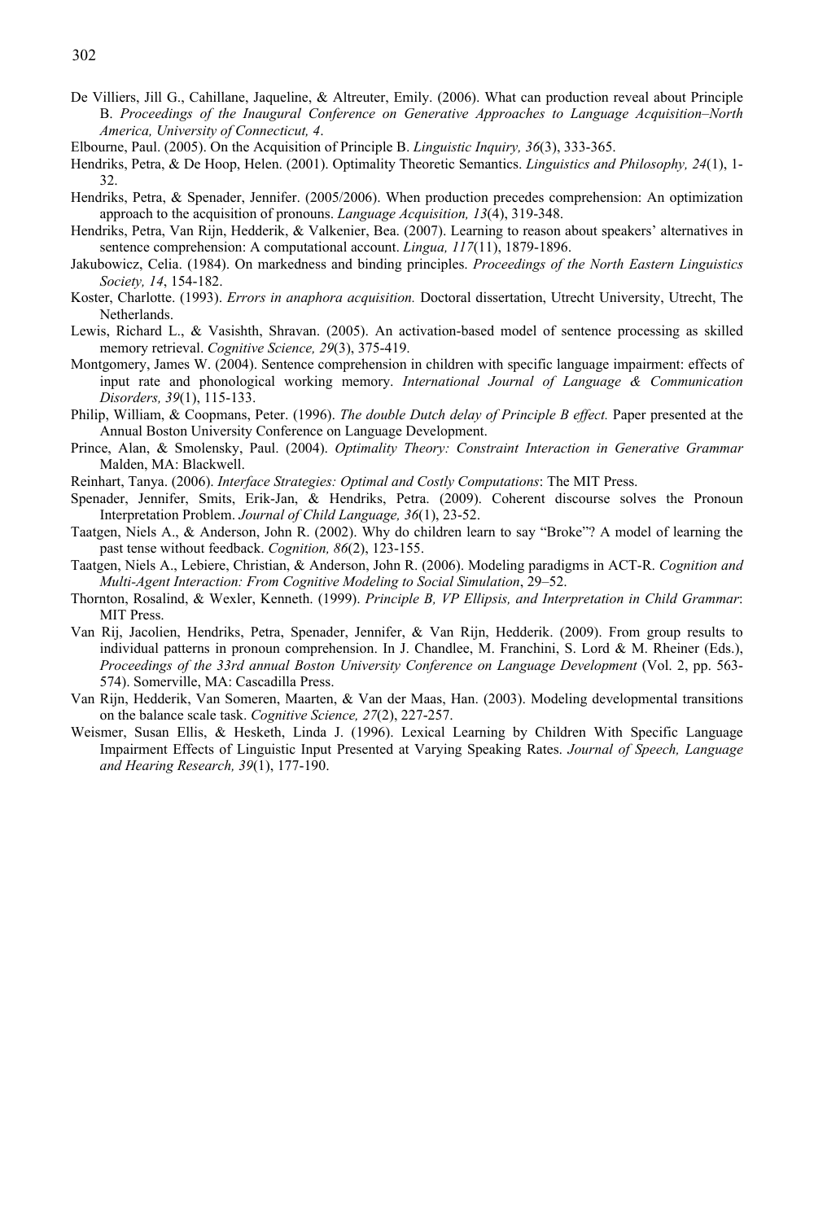De Villiers, Jill G., Cahillane, Jaqueline, & Altreuter, Emily. (2006). What can production reveal about Principle B. *Proceedings of the Inaugural Conference on Generative Approaches to Language Acquisition–North America, University of Connecticut, 4*.

Elbourne, Paul. (2005). On the Acquisition of Principle B. *Linguistic Inquiry, 36*(3), 333-365.

Hendriks, Petra, & De Hoop, Helen. (2001). Optimality Theoretic Semantics. *Linguistics and Philosophy, 24*(1), 1-32.

Hendriks, Petra, & Spenader, Jennifer. (2005/2006). When production precedes comprehension: An optimization approach to the acquisition of pronouns. *Language Acquisition, 13*(4), 319-348.

Hendriks, Petra, Van Rijn, Hedderik, & Valkenier, Bea. (2007). Learning to reason about speakers' alternatives in sentence comprehension: A computational account. *Lingua, 117*(11), 1879-1896.

Jakubowicz, Celia. (1984). On markedness and binding principles. *Proceedings of the North Eastern Linguistics Society, 14*, 154-182.

Koster, Charlotte. (1993). *Errors in anaphora acquisition.* Doctoral dissertation, Utrecht University, Utrecht, The Netherlands.

Lewis, Richard L., & Vasishth, Shravan. (2005). An activation-based model of sentence processing as skilled memory retrieval. *Cognitive Science, 29*(3), 375-419.

Montgomery, James W. (2004). Sentence comprehension in children with specific language impairment: effects of input rate and phonological working memory. *International Journal of Language & Communication Disorders, 39*(1), 115-133.

Philip, William, & Coopmans, Peter. (1996). *The double Dutch delay of Principle B effect.* Paper presented at the Annual Boston University Conference on Language Development.

Prince, Alan, & Smolensky, Paul. (2004). *Optimality Theory: Constraint Interaction in Generative Grammar* Malden, MA: Blackwell.

Reinhart, Tanya. (2006). *Interface Strategies: Optimal and Costly Computations*: The MIT Press.

Spenader, Jennifer, Smits, Erik-Jan, & Hendriks, Petra. (2009). Coherent discourse solves the Pronoun Interpretation Problem. *Journal of Child Language, 36*(1), 23-52.

Taatgen, Niels A., & Anderson, John R. (2002). Why do children learn to say "Broke"? A model of learning the past tense without feedback. *Cognition, 86*(2), 123-155.

Taatgen, Niels A., Lebiere, Christian, & Anderson, John R. (2006). Modeling paradigms in ACT-R. *Cognition and Multi-Agent Interaction: From Cognitive Modeling to Social Simulation*, 29–52.

Thornton, Rosalind, & Wexler, Kenneth. (1999). *Principle B, VP Ellipsis, and Interpretation in Child Grammar*: MIT Press.

Van Rij, Jacolien, Hendriks, Petra, Spenader, Jennifer, & Van Rijn, Hedderik. (2009). From group results to individual patterns in pronoun comprehension. In J. Chandlee, M. Franchini, S. Lord & M. Rheiner (Eds.), *Proceedings of the 33rd annual Boston University Conference on Language Development* (Vol. 2, pp. 563-574). Somerville, MA: Cascadilla Press.

Van Rijn, Hedderik, Van Someren, Maarten, & Van der Maas, Han. (2003). Modeling developmental transitions on the balance scale task. *Cognitive Science, 27*(2), 227-257.

Weismer, Susan Ellis, & Hesketh, Linda J. (1996). Lexical Learning by Children With Specific Language Impairment Effects of Linguistic Input Presented at Varying Speaking Rates. *Journal of Speech, Language and Hearing Research, 39*(1), 177-190.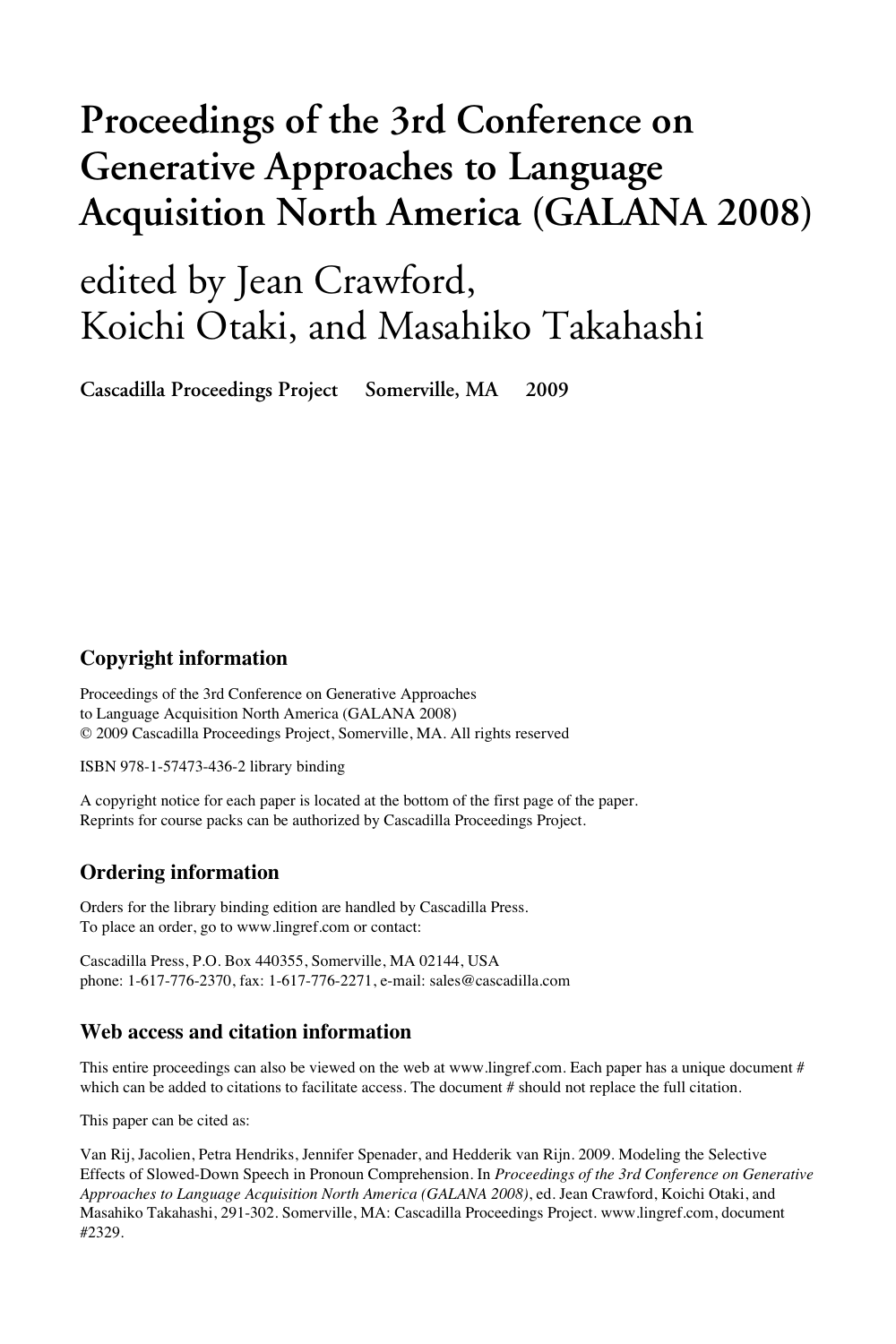# Proceedings of the 3rd Conference on Generative Approaches to Language Acquisition North America (GALANA 2008)

## edited by Jean Crawford, Koichi Otaki, and Masahiko Takahashi

**Cascadilla Proceedings Project Somerville, MA 2009**

### Copyright information

Proceedings of the 3rd Conference on Generative Approaches to Language Acquisition North America (GALANA 2008)
© 2009 Cascadilla Proceedings Project, Somerville, MA. All rights reserved

ISBN 978-1-57473-436-2 library binding

A copyright notice for each paper is located at the bottom of the first page of the paper.
Reprints for course packs can be authorized by Cascadilla Proceedings Project.

### Ordering information

Orders for the library binding edition are handled by Cascadilla Press.
To place an order, go to www.lingref.com or contact:

Cascadilla Press, P.O. Box 440355, Somerville, MA 02144, USA
phone: 1-617-776-2370, fax: 1-617-776-2271, e-mail: sales@cascadilla.com

### Web access and citation information

This entire proceedings can also be viewed on the web at www.lingref.com. Each paper has a unique document # which can be added to citations to facilitate access. The document # should not replace the full citation.

This paper can be cited as:

Van Rij, Jacolien, Petra Hendriks, Jennifer Spenader, and Hedderik van Rijn. 2009. Modeling the Selective Effects of Slowed-Down Speech in Pronoun Comprehension. In *Proceedings of the 3rd Conference on Generative Approaches to Language Acquisition North America (GALANA 2008)*, ed. Jean Crawford, Koichi Otaki, and Masahiko Takahashi, 291-302. Somerville, MA: Cascadilla Proceedings Project. www.lingref.com, document #2329.